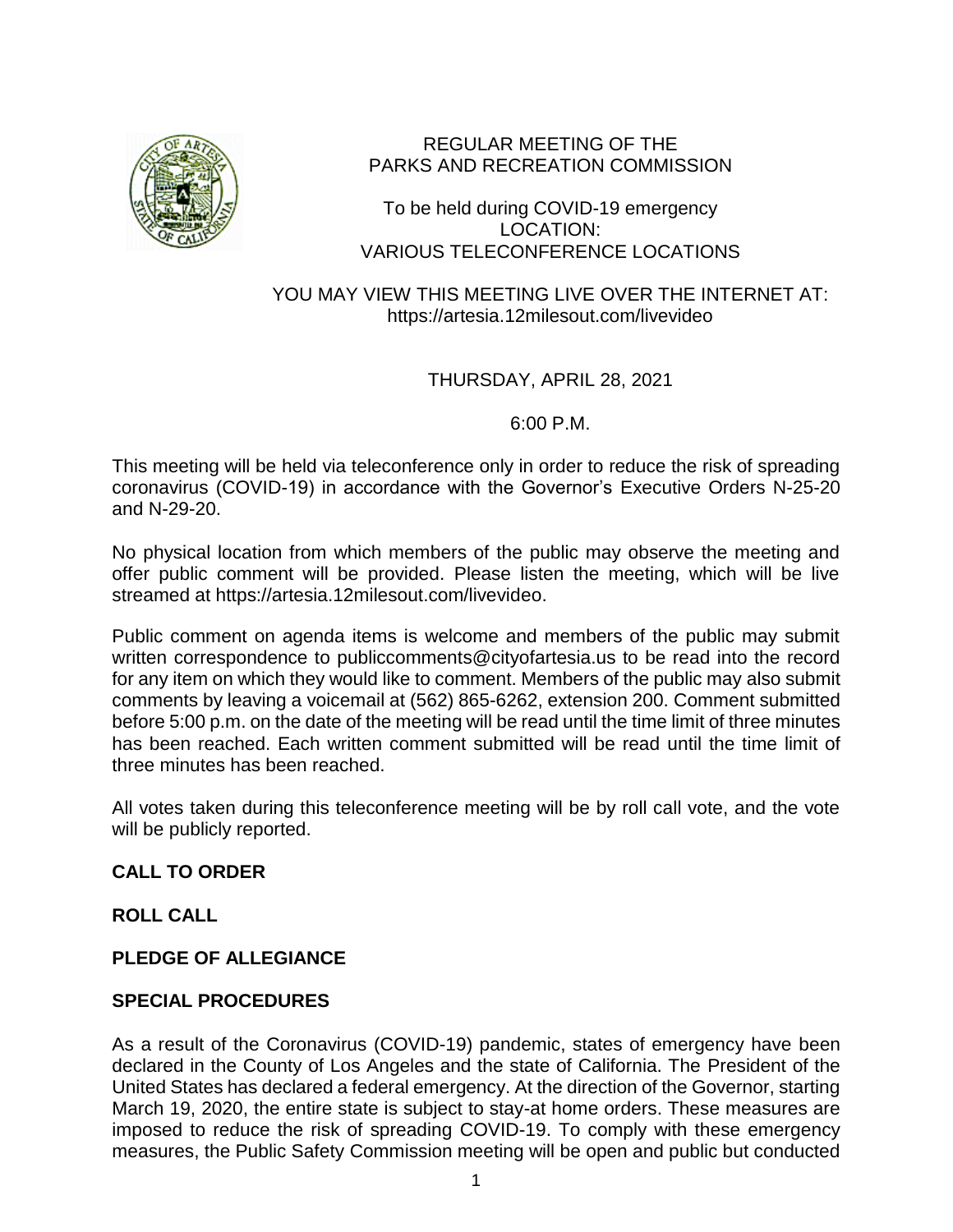REGULAR MEETING OF THE
PARKS AND RECREATION COMMISSION

To be held during COVID-19 emergency
LOCATION:
VARIOUS TELECONFERENCE LOCATIONS

YOU MAY VIEW THIS MEETING LIVE OVER THE INTERNET AT:
https://artesia.12milesout.com/livevideo

THURSDAY, APRIL 28, 2021

6:00 P.M.

This meeting will be held via teleconference only in order to reduce the risk of spreading coronavirus (COVID-19) in accordance with the Governor's Executive Orders N-25-20 and N-29-20.

No physical location from which members of the public may observe the meeting and offer public comment will be provided. Please listen the meeting, which will be live streamed at https://artesia.12milesout.com/livevideo.

Public comment on agenda items is welcome and members of the public may submit written correspondence to publiccomments@cityofartesia.us to be read into the record for any item on which they would like to comment. Members of the public may also submit comments by leaving a voicemail at (562) 865-6262, extension 200. Comment submitted before 5:00 p.m. on the date of the meeting will be read until the time limit of three minutes has been reached. Each written comment submitted will be read until the time limit of three minutes has been reached.

All votes taken during this teleconference meeting will be by roll call vote, and the vote will be publicly reported.

**CALL TO ORDER**

**ROLL CALL**

**PLEDGE OF ALLEGIANCE**

**SPECIAL PROCEDURES**

As a result of the Coronavirus (COVID-19) pandemic, states of emergency have been declared in the County of Los Angeles and the state of California. The President of the United States has declared a federal emergency. At the direction of the Governor, starting March 19, 2020, the entire state is subject to stay-at home orders. These measures are imposed to reduce the risk of spreading COVID-19. To comply with these emergency measures, the Public Safety Commission meeting will be open and public but conducted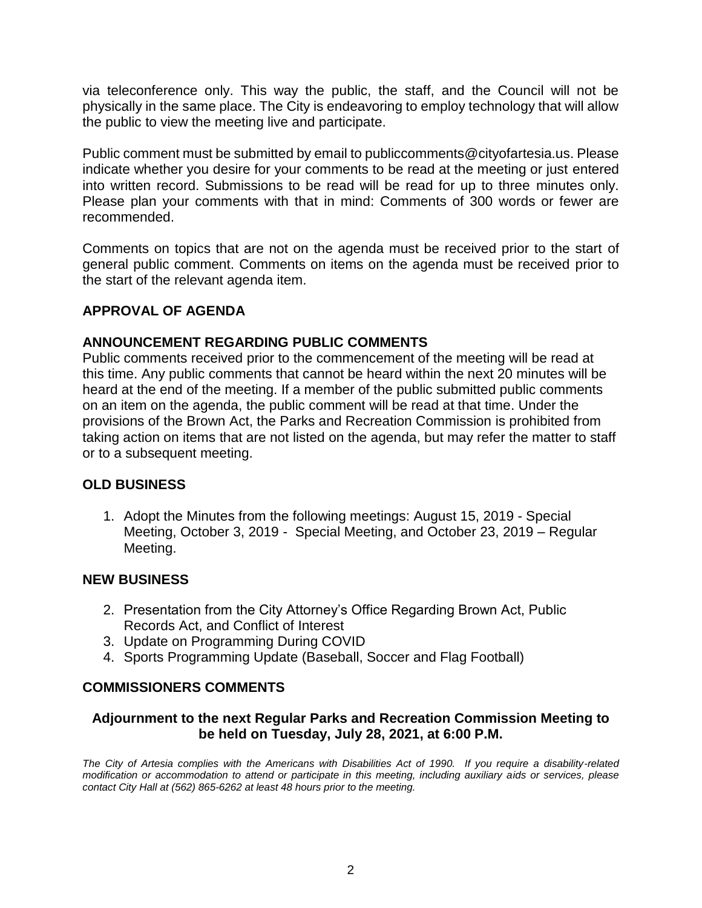via teleconference only. This way the public, the staff, and the Council will not be physically in the same place. The City is endeavoring to employ technology that will allow the public to view the meeting live and participate.

Public comment must be submitted by email to publiccomments@cityofartesia.us. Please indicate whether you desire for your comments to be read at the meeting or just entered into written record. Submissions to be read will be read for up to three minutes only. Please plan your comments with that in mind: Comments of 300 words or fewer are recommended.

Comments on topics that are not on the agenda must be received prior to the start of general public comment. Comments on items on the agenda must be received prior to the start of the relevant agenda item.

## APPROVAL OF AGENDA

## ANNOUNCEMENT REGARDING PUBLIC COMMENTS

Public comments received prior to the commencement of the meeting will be read at this time. Any public comments that cannot be heard within the next 20 minutes will be heard at the end of the meeting. If a member of the public submitted public comments on an item on the agenda, the public comment will be read at that time. Under the provisions of the Brown Act, the Parks and Recreation Commission is prohibited from taking action on items that are not listed on the agenda, but may refer the matter to staff or to a subsequent meeting.

## OLD BUSINESS

1. Adopt the Minutes from the following meetings: August 15, 2019 - Special Meeting, October 3, 2019 - Special Meeting, and October 23, 2019 – Regular Meeting.

## NEW BUSINESS

2. Presentation from the City Attorney's Office Regarding Brown Act, Public Records Act, and Conflict of Interest
3. Update on Programming During COVID
4. Sports Programming Update (Baseball, Soccer and Flag Football)

## COMMISSIONERS COMMENTS

**Adjournment to the next Regular Parks and Recreation Commission Meeting to be held on Tuesday, July 28, 2021, at 6:00 P.M.**

*The City of Artesia complies with the Americans with Disabilities Act of 1990. If you require a disability-related modification or accommodation to attend or participate in this meeting, including auxiliary aids or services, please contact City Hall at (562) 865-6262 at least 48 hours prior to the meeting.*